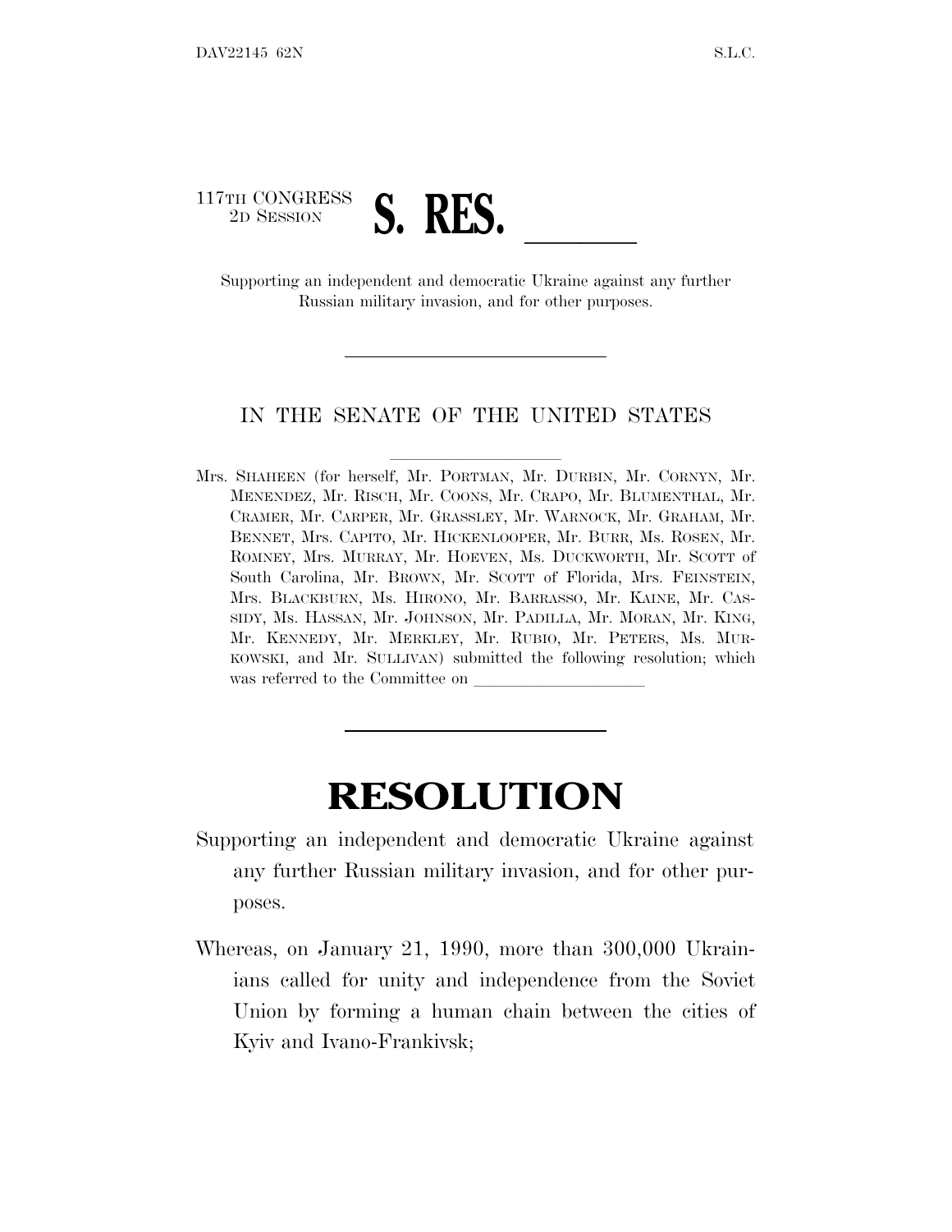117TH CONGRESS
2D SESSION

# S. RES. \_\_\_\_\_\_

Supporting an independent and democratic Ukraine against any further Russian military invasion, and for other purposes.

---

IN THE SENATE OF THE UNITED STATES

Mrs. SHAHEEN (for herself, Mr. PORTMAN, Mr. DURBIN, Mr. CORNYN, Mr. MENENDEZ, Mr. RISCH, Mr. COONS, Mr. CRAPO, Mr. BLUMENTHAL, Mr. CRAMER, Mr. CARPER, Mr. GRASSLEY, Mr. WARNOCK, Mr. GRAHAM, Mr. BENNET, Mrs. CAPITO, Mr. HICKENLOOPER, Mr. BURR, Ms. ROSEN, Mr. ROMNEY, Mrs. MURRAY, Mr. HOEVEN, Ms. DUCKWORTH, Mr. SCOTT of South Carolina, Mr. BROWN, Mr. SCOTT of Florida, Mrs. FEINSTEIN, Mrs. BLACKBURN, Ms. HIRONO, Mr. BARRASSO, Mr. KAINE, Mr. CASSIDY, Ms. HASSAN, Mr. JOHNSON, Mr. PADILLA, Mr. MORAN, Mr. KING, Mr. KENNEDY, Mr. MERKLEY, Mr. RUBIO, Mr. PETERS, Ms. MURKOWSKI, and Mr. SULLIVAN) submitted the following resolution; which was referred to the Committee on \_\_\_\_\_\_\_\_\_\_\_\_\_\_\_\_\_\_\_\_

---

# RESOLUTION

Supporting an independent and democratic Ukraine against any further Russian military invasion, and for other purposes.

Whereas, on January 21, 1990, more than 300,000 Ukrainians called for unity and independence from the Soviet Union by forming a human chain between the cities of Kyiv and Ivano-Frankivsk;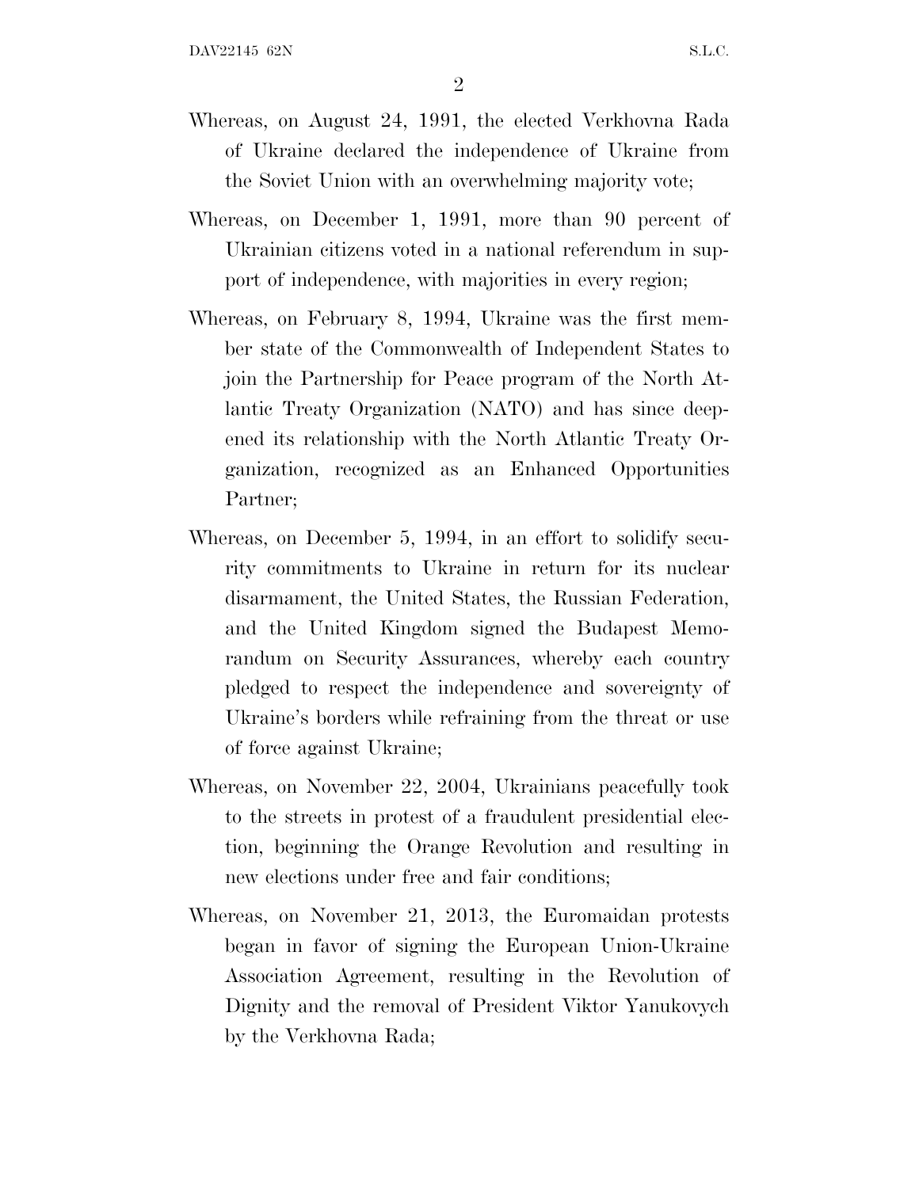Whereas, on August 24, 1991, the elected Verkhovna Rada of Ukraine declared the independence of Ukraine from the Soviet Union with an overwhelming majority vote;

Whereas, on December 1, 1991, more than 90 percent of Ukrainian citizens voted in a national referendum in support of independence, with majorities in every region;

Whereas, on February 8, 1994, Ukraine was the first member state of the Commonwealth of Independent States to join the Partnership for Peace program of the North Atlantic Treaty Organization (NATO) and has since deepened its relationship with the North Atlantic Treaty Organization, recognized as an Enhanced Opportunities Partner;

Whereas, on December 5, 1994, in an effort to solidify security commitments to Ukraine in return for its nuclear disarmament, the United States, the Russian Federation, and the United Kingdom signed the Budapest Memorandum on Security Assurances, whereby each country pledged to respect the independence and sovereignty of Ukraine's borders while refraining from the threat or use of force against Ukraine;

Whereas, on November 22, 2004, Ukrainians peacefully took to the streets in protest of a fraudulent presidential election, beginning the Orange Revolution and resulting in new elections under free and fair conditions;

Whereas, on November 21, 2013, the Euromaidan protests began in favor of signing the European Union-Ukraine Association Agreement, resulting in the Revolution of Dignity and the removal of President Viktor Yanukovych by the Verkhovna Rada;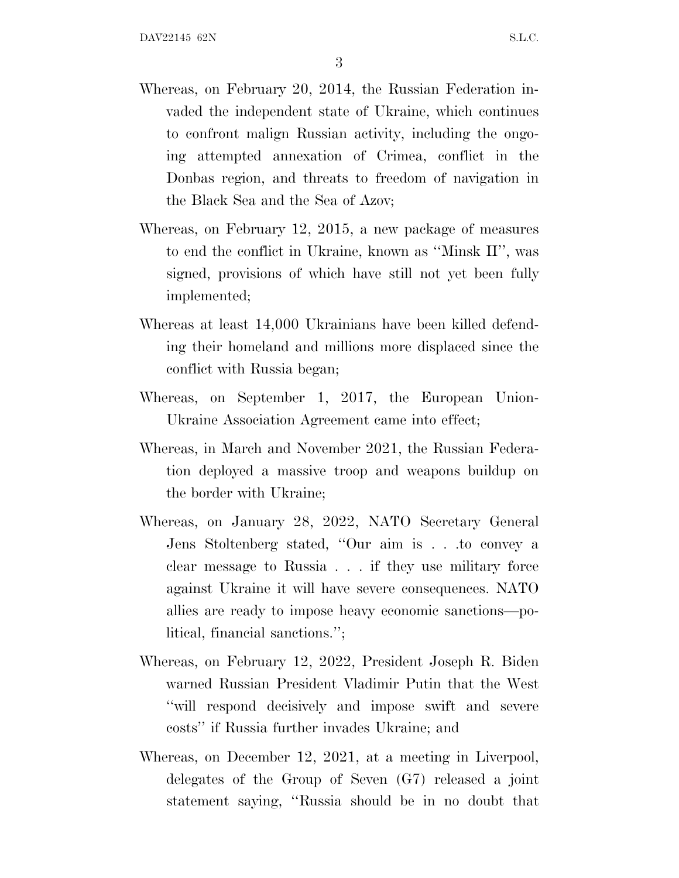Whereas, on February 20, 2014, the Russian Federation invaded the independent state of Ukraine, which continues to confront malign Russian activity, including the ongoing attempted annexation of Crimea, conflict in the Donbas region, and threats to freedom of navigation in the Black Sea and the Sea of Azov;

Whereas, on February 12, 2015, a new package of measures to end the conflict in Ukraine, known as ''Minsk II'', was signed, provisions of which have still not yet been fully implemented;

Whereas at least 14,000 Ukrainians have been killed defending their homeland and millions more displaced since the conflict with Russia began;

Whereas, on September 1, 2017, the European Union-Ukraine Association Agreement came into effect;

Whereas, in March and November 2021, the Russian Federation deployed a massive troop and weapons buildup on the border with Ukraine;

Whereas, on January 28, 2022, NATO Secretary General Jens Stoltenberg stated, ''Our aim is . . .to convey a clear message to Russia . . . if they use military force against Ukraine it will have severe consequences. NATO allies are ready to impose heavy economic sanctions—political, financial sanctions.'';

Whereas, on February 12, 2022, President Joseph R. Biden warned Russian President Vladimir Putin that the West ''will respond decisively and impose swift and severe costs'' if Russia further invades Ukraine; and

Whereas, on December 12, 2021, at a meeting in Liverpool, delegates of the Group of Seven (G7) released a joint statement saying, ''Russia should be in no doubt that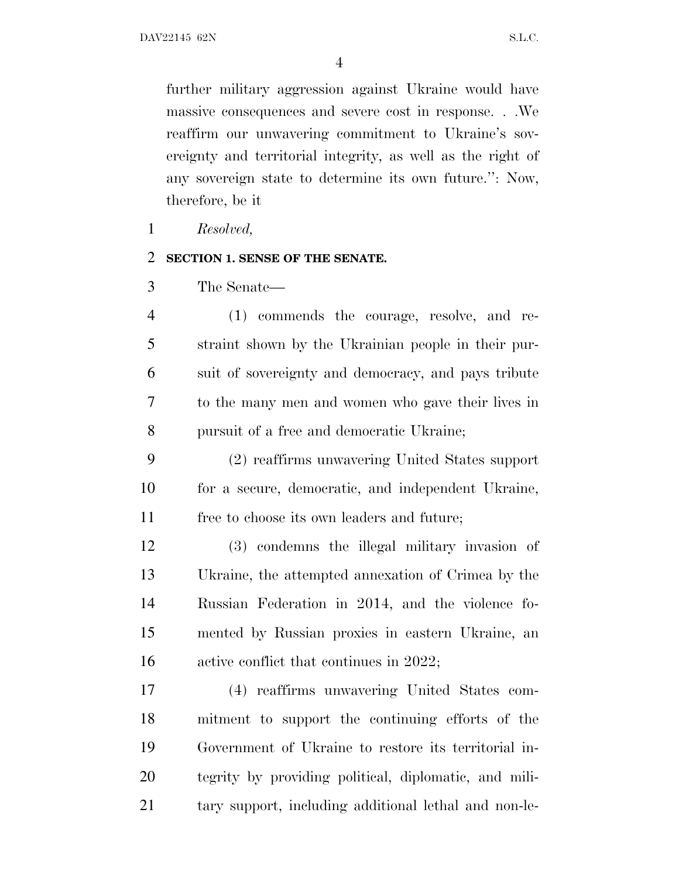further military aggression against Ukraine would have massive consequences and severe cost in response. . .We reaffirm our unwavering commitment to Ukraine's sovereignty and territorial integrity, as well as the right of any sovereign state to determine its own future.": Now, therefore, be it

*Resolved,*

**SECTION 1. SENSE OF THE SENATE.**

The Senate—

(1) commends the courage, resolve, and restraint shown by the Ukrainian people in their pursuit of sovereignty and democracy, and pays tribute to the many men and women who gave their lives in pursuit of a free and democratic Ukraine;

(2) reaffirms unwavering United States support for a secure, democratic, and independent Ukraine, free to choose its own leaders and future;

(3) condemns the illegal military invasion of Ukraine, the attempted annexation of Crimea by the Russian Federation in 2014, and the violence fomented by Russian proxies in eastern Ukraine, an active conflict that continues in 2022;

(4) reaffirms unwavering United States commitment to support the continuing efforts of the Government of Ukraine to restore its territorial integrity by providing political, diplomatic, and military support, including additional lethal and non-le-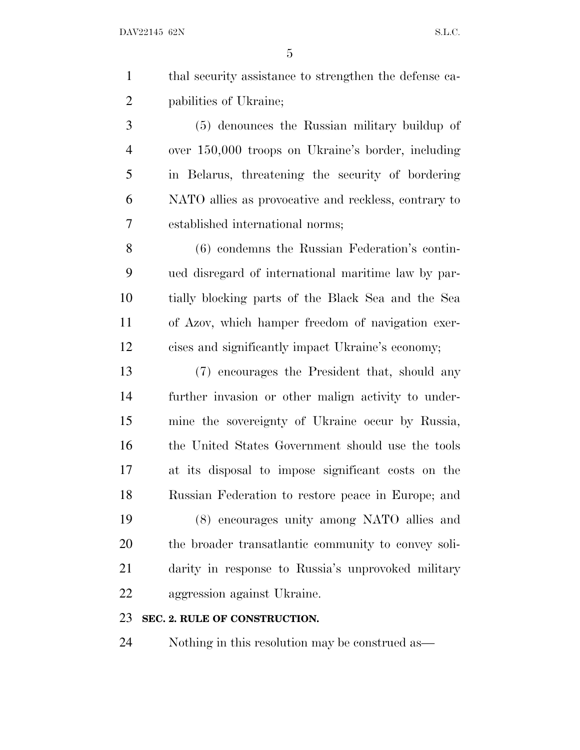thal security assistance to strengthen the defense capabilities of Ukraine;

(5) denounces the Russian military buildup of over 150,000 troops on Ukraine's border, including in Belarus, threatening the security of bordering NATO allies as provocative and reckless, contrary to established international norms;

(6) condemns the Russian Federation's continued disregard of international maritime law by partially blocking parts of the Black Sea and the Sea of Azov, which hamper freedom of navigation exercises and significantly impact Ukraine's economy;

(7) encourages the President that, should any further invasion or other malign activity to undermine the sovereignty of Ukraine occur by Russia, the United States Government should use the tools at its disposal to impose significant costs on the Russian Federation to restore peace in Europe; and

(8) encourages unity among NATO allies and the broader transatlantic community to convey solidarity in response to Russia's unprovoked military aggression against Ukraine.

**SEC. 2. RULE OF CONSTRUCTION.**

Nothing in this resolution may be construed as—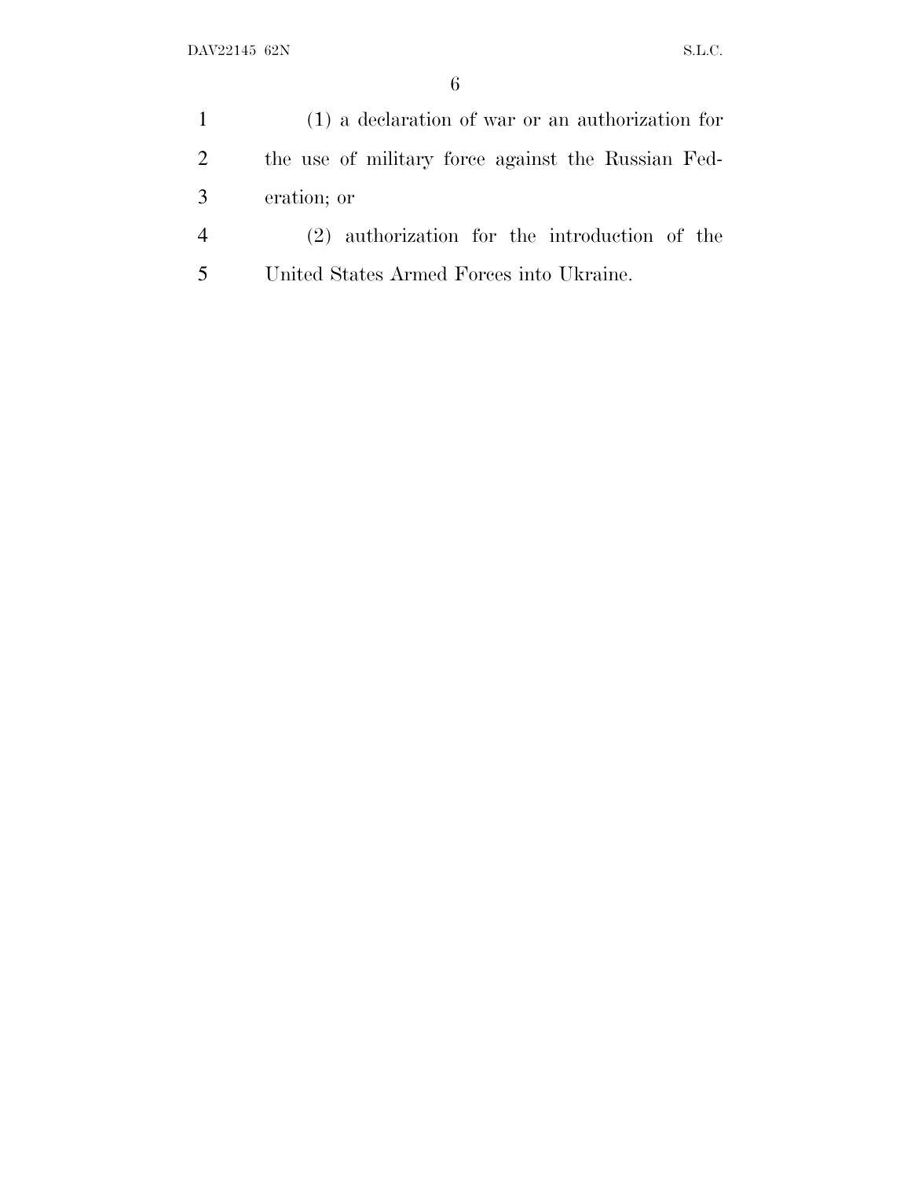(1) a declaration of war or an authorization for the use of military force against the Russian Federation; or

(2) authorization for the introduction of the United States Armed Forces into Ukraine.